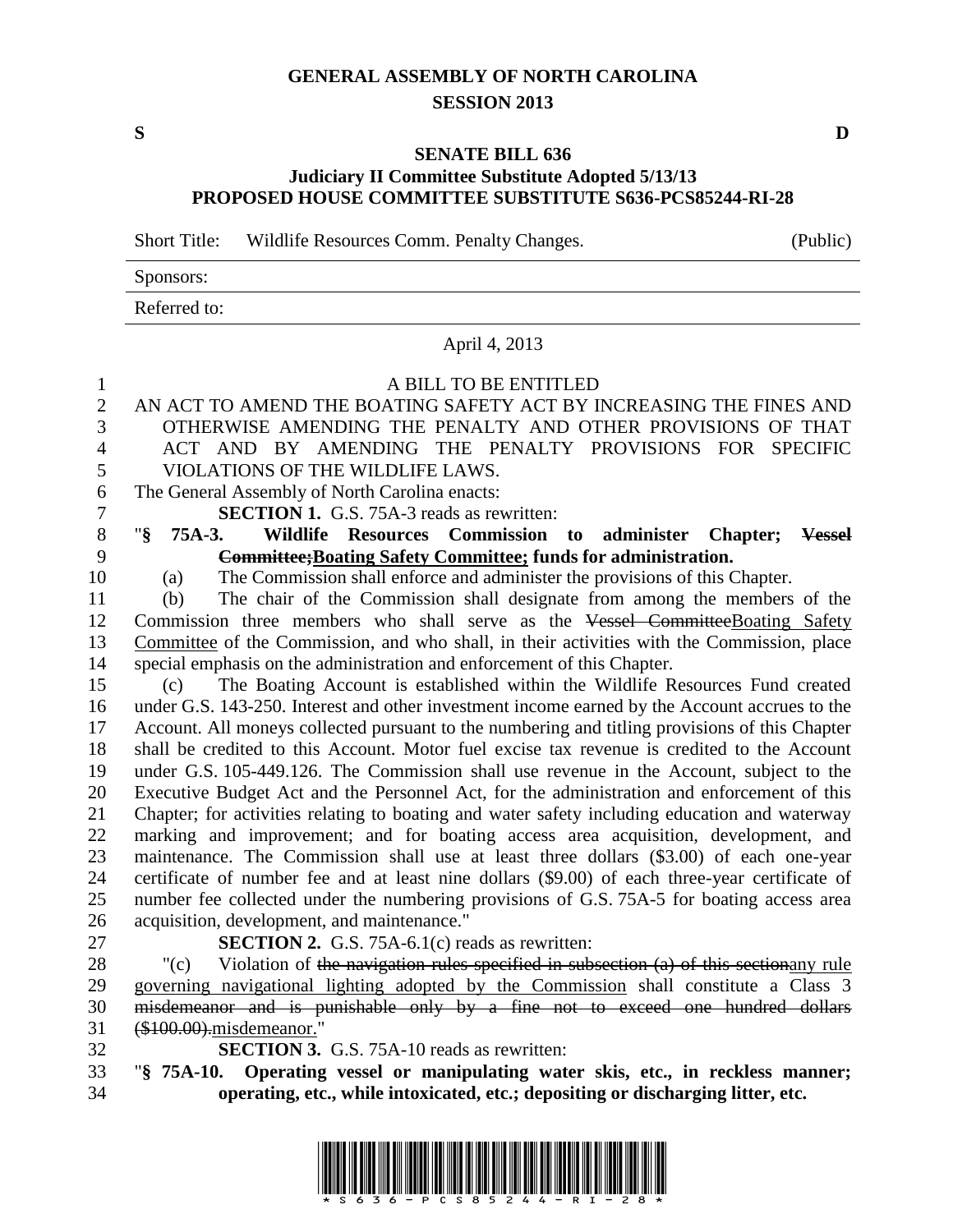# GENERAL ASSEMBLY OF NORTH CAROLINA
## SESSION 2013

**S** **D**

### SENATE BILL 636
### Judiciary II Committee Substitute Adopted 5/13/13
### PROPOSED HOUSE COMMITTEE SUBSTITUTE S636-PCS85244-RI-28

Short Title: Wildlife Resources Comm. Penalty Changes. (Public)

Sponsors:

Referred to:

April 4, 2013

A BILL TO BE ENTITLED

AN ACT TO AMEND THE BOATING SAFETY ACT BY INCREASING THE FINES AND OTHERWISE AMENDING THE PENALTY AND OTHER PROVISIONS OF THAT ACT AND BY AMENDING THE PENALTY PROVISIONS FOR SPECIFIC VIOLATIONS OF THE WILDLIFE LAWS.

The General Assembly of North Carolina enacts:

**SECTION 1.** G.S. 75A-3 reads as rewritten:

"**§ 75A-3. Wildlife Resources Commission to administer Chapter; ~~Vessel Committee;~~Boating Safety Committee; funds for administration.**

(a) The Commission shall enforce and administer the provisions of this Chapter.

(b) The chair of the Commission shall designate from among the members of the Commission three members who shall serve as the ~~Vessel Committee~~Boating Safety Committee of the Commission, and who shall, in their activities with the Commission, place special emphasis on the administration and enforcement of this Chapter.

(c) The Boating Account is established within the Wildlife Resources Fund created under G.S. 143-250. Interest and other investment income earned by the Account accrues to the Account. All moneys collected pursuant to the numbering and titling provisions of this Chapter shall be credited to this Account. Motor fuel excise tax revenue is credited to the Account under G.S. 105-449.126. The Commission shall use revenue in the Account, subject to the Executive Budget Act and the Personnel Act, for the administration and enforcement of this Chapter; for activities relating to boating and water safety including education and waterway marking and improvement; and for boating access area acquisition, development, and maintenance. The Commission shall use at least three dollars ($3.00) of each one-year certificate of number fee and at least nine dollars ($9.00) of each three-year certificate of number fee collected under the numbering provisions of G.S. 75A-5 for boating access area acquisition, development, and maintenance."

**SECTION 2.** G.S. 75A-6.1(c) reads as rewritten:

"(c) Violation of ~~the navigation rules specified in subsection (a) of this section~~any rule governing navigational lighting adopted by the Commission shall constitute a Class 3 ~~misdemeanor and is punishable only by a fine not to exceed one hundred dollars ($100.00).~~misdemeanor."

**SECTION 3.** G.S. 75A-10 reads as rewritten:

"**§ 75A-10. Operating vessel or manipulating water skis, etc., in reckless manner; operating, etc., while intoxicated, etc.; depositing or discharging litter, etc.**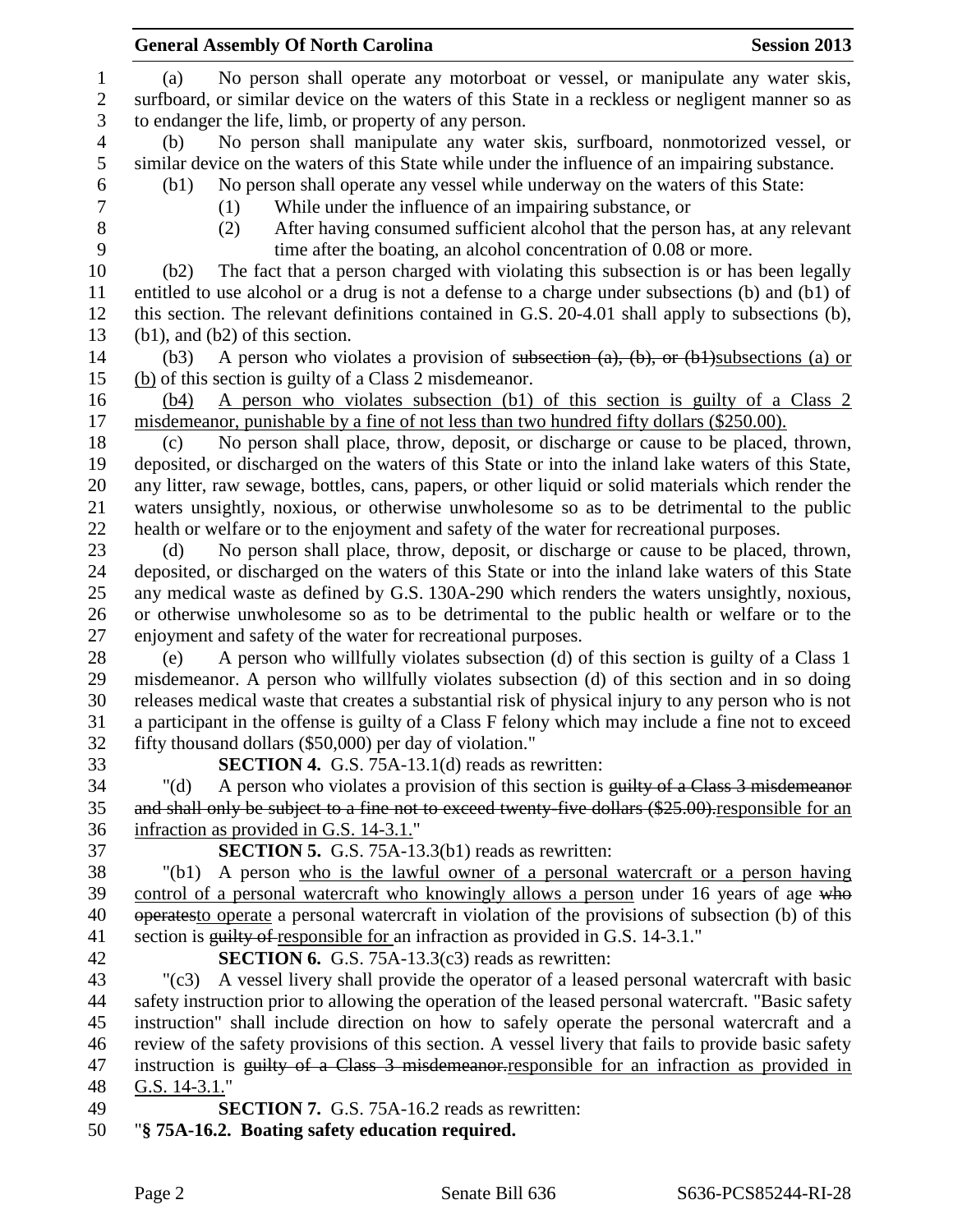(a) No person shall operate any motorboat or vessel, or manipulate any water skis, surfboard, or similar device on the waters of this State in a reckless or negligent manner so as to endanger the life, limb, or property of any person.

(b) No person shall manipulate any water skis, surfboard, nonmotorized vessel, or similar device on the waters of this State while under the influence of an impairing substance.

(b1) No person shall operate any vessel while underway on the waters of this State:

(1) While under the influence of an impairing substance, or

(2) After having consumed sufficient alcohol that the person has, at any relevant time after the boating, an alcohol concentration of 0.08 or more.

(b2) The fact that a person charged with violating this subsection is or has been legally entitled to use alcohol or a drug is not a defense to a charge under subsections (b) and (b1) of this section. The relevant definitions contained in G.S. 20-4.01 shall apply to subsections (b), (b1), and (b2) of this section.

(b3) A person who violates a provision of ~~subsection (a), (b), or (b1)~~subsections (a) or (b) of this section is guilty of a Class 2 misdemeanor.

(b4) A person who violates subsection (b1) of this section is guilty of a Class 2 misdemeanor, punishable by a fine of not less than two hundred fifty dollars ($250.00).

(c) No person shall place, throw, deposit, or discharge or cause to be placed, thrown, deposited, or discharged on the waters of this State or into the inland lake waters of this State, any litter, raw sewage, bottles, cans, papers, or other liquid or solid materials which render the waters unsightly, noxious, or otherwise unwholesome so as to be detrimental to the public health or welfare or to the enjoyment and safety of the water for recreational purposes.

(d) No person shall place, throw, deposit, or discharge or cause to be placed, thrown, deposited, or discharged on the waters of this State or into the inland lake waters of this State any medical waste as defined by G.S. 130A-290 which renders the waters unsightly, noxious, or otherwise unwholesome so as to be detrimental to the public health or welfare or to the enjoyment and safety of the water for recreational purposes.

(e) A person who willfully violates subsection (d) of this section is guilty of a Class 1 misdemeanor. A person who willfully violates subsection (d) of this section and in so doing releases medical waste that creates a substantial risk of physical injury to any person who is not a participant in the offense is guilty of a Class F felony which may include a fine not to exceed fifty thousand dollars ($50,000) per day of violation."

**SECTION 4.** G.S. 75A-13.1(d) reads as rewritten:

"(d) A person who violates a provision of this section is ~~guilty of a Class 3 misdemeanor and shall only be subject to a fine not to exceed twenty-five dollars ($25.00).~~responsible for an infraction as provided in G.S. 14-3.1."

**SECTION 5.** G.S. 75A-13.3(b1) reads as rewritten:

"(b1) A person who is the lawful owner of a personal watercraft or a person having control of a personal watercraft who knowingly allows a person under 16 years of age ~~who operates~~to operate a personal watercraft in violation of the provisions of subsection (b) of this section is ~~guilty of~~ responsible for an infraction as provided in G.S. 14-3.1."

**SECTION 6.** G.S. 75A-13.3(c3) reads as rewritten:

"(c3) A vessel livery shall provide the operator of a leased personal watercraft with basic safety instruction prior to allowing the operation of the leased personal watercraft. "Basic safety instruction" shall include direction on how to safely operate the personal watercraft and a review of the safety provisions of this section. A vessel livery that fails to provide basic safety instruction is ~~guilty of a Class 3 misdemeanor.~~responsible for an infraction as provided in G.S. 14-3.1."

**SECTION 7.** G.S. 75A-16.2 reads as rewritten:

"**§ 75A-16.2. Boating safety education required.**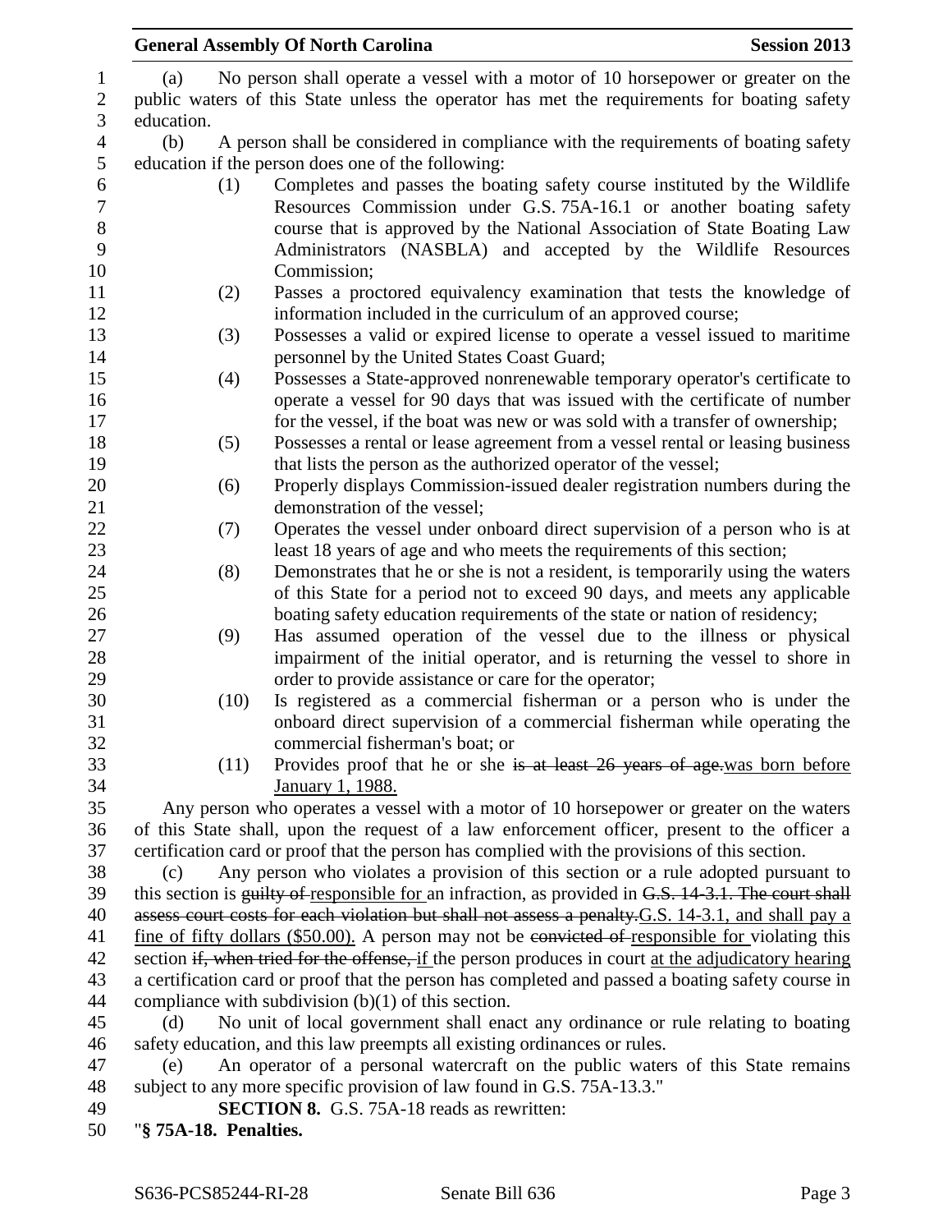(a) No person shall operate a vessel with a motor of 10 horsepower or greater on the public waters of this State unless the operator has met the requirements for boating safety education.

(b) A person shall be considered in compliance with the requirements of boating safety education if the person does one of the following:

(1) Completes and passes the boating safety course instituted by the Wildlife Resources Commission under G.S. 75A-16.1 or another boating safety course that is approved by the National Association of State Boating Law Administrators (NASBLA) and accepted by the Wildlife Resources Commission;

(2) Passes a proctored equivalency examination that tests the knowledge of information included in the curriculum of an approved course;

(3) Possesses a valid or expired license to operate a vessel issued to maritime personnel by the United States Coast Guard;

(4) Possesses a State-approved nonrenewable temporary operator's certificate to operate a vessel for 90 days that was issued with the certificate of number for the vessel, if the boat was new or was sold with a transfer of ownership;

(5) Possesses a rental or lease agreement from a vessel rental or leasing business that lists the person as the authorized operator of the vessel;

(6) Properly displays Commission-issued dealer registration numbers during the demonstration of the vessel;

(7) Operates the vessel under onboard direct supervision of a person who is at least 18 years of age and who meets the requirements of this section;

(8) Demonstrates that he or she is not a resident, is temporarily using the waters of this State for a period not to exceed 90 days, and meets any applicable boating safety education requirements of the state or nation of residency;

(9) Has assumed operation of the vessel due to the illness or physical impairment of the initial operator, and is returning the vessel to shore in order to provide assistance or care for the operator;

(10) Is registered as a commercial fisherman or a person who is under the onboard direct supervision of a commercial fisherman while operating the commercial fisherman's boat; or

(11) Provides proof that he or she ~~is at least 26 years of age.~~<u>was born before January 1, 1988.</u>

Any person who operates a vessel with a motor of 10 horsepower or greater on the waters of this State shall, upon the request of a law enforcement officer, present to the officer a certification card or proof that the person has complied with the provisions of this section.

(c) Any person who violates a provision of this section or a rule adopted pursuant to this section is ~~guilty of~~ <u>responsible for</u> an infraction, as provided in ~~G.S. 14-3.1. The court shall assess court costs for each violation but shall not assess a penalty.~~<u>G.S. 14-3.1, and shall pay a fine of fifty dollars ($50.00).</u> A person may not be ~~convicted of~~ <u>responsible for</u> violating this section ~~if, when tried for the offense,~~ <u>if</u> the person produces in court <u>at the adjudicatory hearing</u> a certification card or proof that the person has completed and passed a boating safety course in compliance with subdivision (b)(1) of this section.

(d) No unit of local government shall enact any ordinance or rule relating to boating safety education, and this law preempts all existing ordinances or rules.

(e) An operator of a personal watercraft on the public waters of this State remains subject to any more specific provision of law found in G.S. 75A-13.3."

**SECTION 8.** G.S. 75A-18 reads as rewritten:

"**§ 75A-18. Penalties.**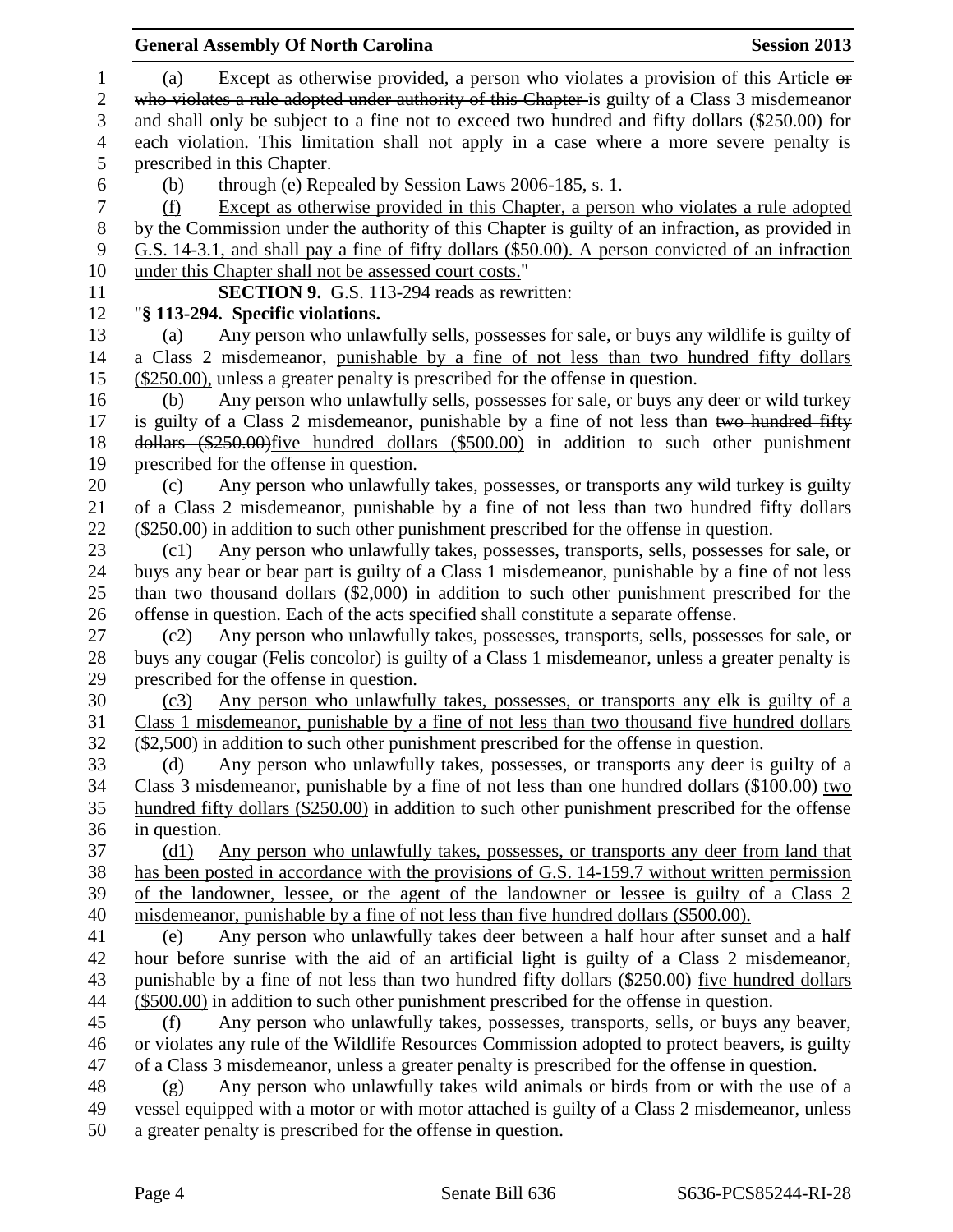(a) Except as otherwise provided, a person who violates a provision of this Article ~~or who violates a rule adopted under authority of this Chapter~~ is guilty of a Class 3 misdemeanor and shall only be subject to a fine not to exceed two hundred and fifty dollars ($250.00) for each violation. This limitation shall not apply in a case where a more severe penalty is prescribed in this Chapter.

(b) through (e) Repealed by Session Laws 2006-185, s. 1.

<u>(f) Except as otherwise provided in this Chapter, a person who violates a rule adopted by the Commission under the authority of this Chapter is guilty of an infraction, as provided in G.S. 14-3.1, and shall pay a fine of fifty dollars ($50.00). A person convicted of an infraction under this Chapter shall not be assessed court costs.</u>"

**SECTION 9.** G.S. 113-294 reads as rewritten:

"**§ 113-294. Specific violations.**

(a) Any person who unlawfully sells, possesses for sale, or buys any wildlife is guilty of a Class 2 misdemeanor, <u>punishable by a fine of not less than two hundred fifty dollars ($250.00),</u> unless a greater penalty is prescribed for the offense in question.

(b) Any person who unlawfully sells, possesses for sale, or buys any deer or wild turkey is guilty of a Class 2 misdemeanor, punishable by a fine of not less than ~~two hundred fifty dollars ($250.00)~~<u>five hundred dollars ($500.00)</u> in addition to such other punishment prescribed for the offense in question.

(c) Any person who unlawfully takes, possesses, or transports any wild turkey is guilty of a Class 2 misdemeanor, punishable by a fine of not less than two hundred fifty dollars ($250.00) in addition to such other punishment prescribed for the offense in question.

(c1) Any person who unlawfully takes, possesses, transports, sells, possesses for sale, or buys any bear or bear part is guilty of a Class 1 misdemeanor, punishable by a fine of not less than two thousand dollars ($2,000) in addition to such other punishment prescribed for the offense in question. Each of the acts specified shall constitute a separate offense.

(c2) Any person who unlawfully takes, possesses, transports, sells, possesses for sale, or buys any cougar (Felis concolor) is guilty of a Class 1 misdemeanor, unless a greater penalty is prescribed for the offense in question.

<u>(c3) Any person who unlawfully takes, possesses, or transports any elk is guilty of a Class 1 misdemeanor, punishable by a fine of not less than two thousand five hundred dollars ($2,500) in addition to such other punishment prescribed for the offense in question.</u>

(d) Any person who unlawfully takes, possesses, or transports any deer is guilty of a Class 3 misdemeanor, punishable by a fine of not less than ~~one hundred dollars ($100.00)~~ <u>two hundred fifty dollars ($250.00)</u> in addition to such other punishment prescribed for the offense in question.

<u>(d1) Any person who unlawfully takes, possesses, or transports any deer from land that has been posted in accordance with the provisions of G.S. 14-159.7 without written permission of the landowner, lessee, or the agent of the landowner or lessee is guilty of a Class 2 misdemeanor, punishable by a fine of not less than five hundred dollars ($500.00).</u>

(e) Any person who unlawfully takes deer between a half hour after sunset and a half hour before sunrise with the aid of an artificial light is guilty of a Class 2 misdemeanor, punishable by a fine of not less than ~~two hundred fifty dollars ($250.00)~~ <u>five hundred dollars ($500.00)</u> in addition to such other punishment prescribed for the offense in question.

(f) Any person who unlawfully takes, possesses, transports, sells, or buys any beaver, or violates any rule of the Wildlife Resources Commission adopted to protect beavers, is guilty of a Class 3 misdemeanor, unless a greater penalty is prescribed for the offense in question.

(g) Any person who unlawfully takes wild animals or birds from or with the use of a vessel equipped with a motor or with motor attached is guilty of a Class 2 misdemeanor, unless a greater penalty is prescribed for the offense in question.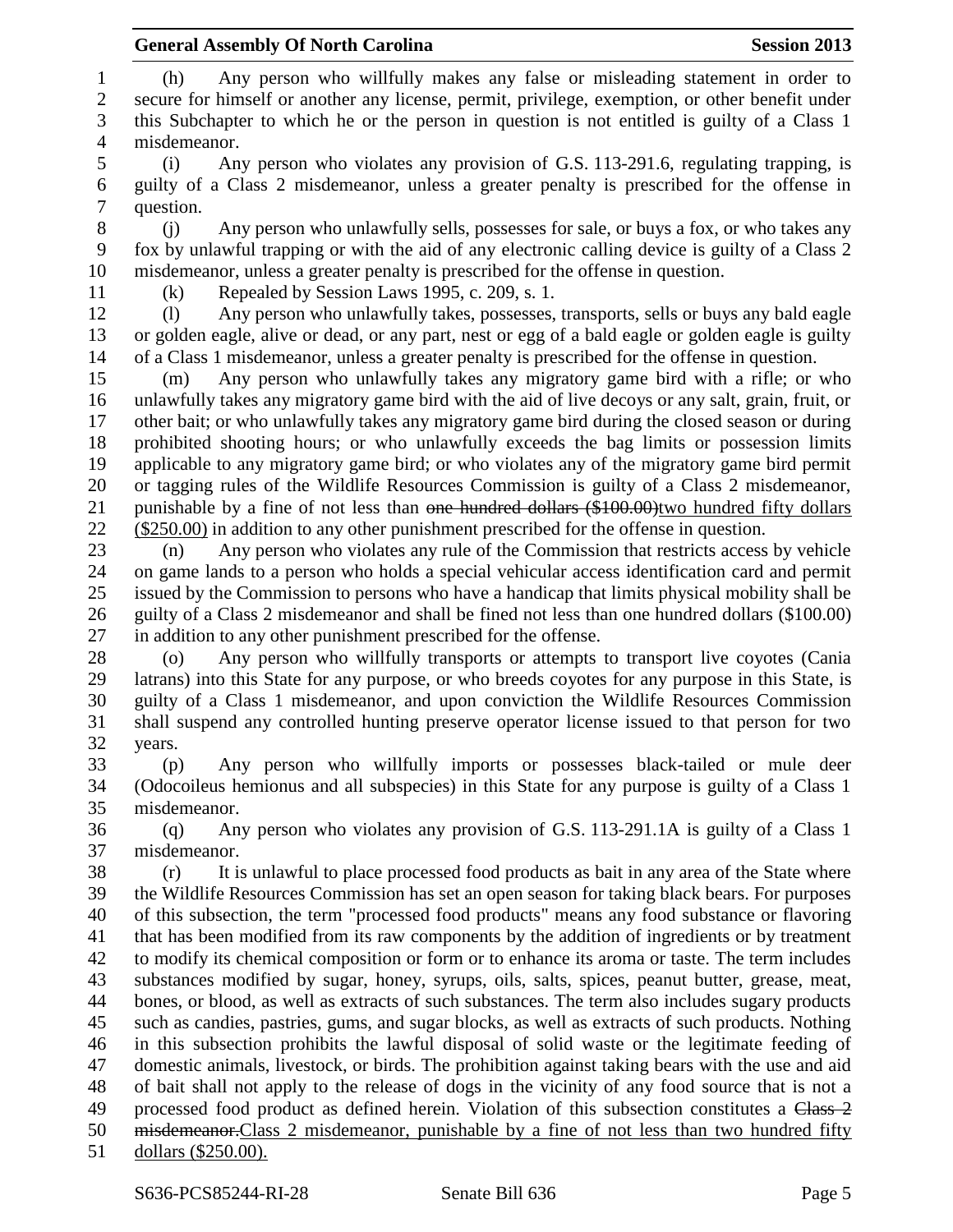(h) Any person who willfully makes any false or misleading statement in order to secure for himself or another any license, permit, privilege, exemption, or other benefit under this Subchapter to which he or the person in question is not entitled is guilty of a Class 1 misdemeanor.

(i) Any person who violates any provision of G.S. 113-291.6, regulating trapping, is guilty of a Class 2 misdemeanor, unless a greater penalty is prescribed for the offense in question.

(j) Any person who unlawfully sells, possesses for sale, or buys a fox, or who takes any fox by unlawful trapping or with the aid of any electronic calling device is guilty of a Class 2 misdemeanor, unless a greater penalty is prescribed for the offense in question.

(k) Repealed by Session Laws 1995, c. 209, s. 1.

(l) Any person who unlawfully takes, possesses, transports, sells or buys any bald eagle or golden eagle, alive or dead, or any part, nest or egg of a bald eagle or golden eagle is guilty of a Class 1 misdemeanor, unless a greater penalty is prescribed for the offense in question.

(m) Any person who unlawfully takes any migratory game bird with a rifle; or who unlawfully takes any migratory game bird with the aid of live decoys or any salt, grain, fruit, or other bait; or who unlawfully takes any migratory game bird during the closed season or during prohibited shooting hours; or who unlawfully exceeds the bag limits or possession limits applicable to any migratory game bird; or who violates any of the migratory game bird permit or tagging rules of the Wildlife Resources Commission is guilty of a Class 2 misdemeanor, punishable by a fine of not less than ~~one hundred dollars ($100.00)~~two hundred fifty dollars ($250.00) in addition to any other punishment prescribed for the offense in question.

(n) Any person who violates any rule of the Commission that restricts access by vehicle on game lands to a person who holds a special vehicular access identification card and permit issued by the Commission to persons who have a handicap that limits physical mobility shall be guilty of a Class 2 misdemeanor and shall be fined not less than one hundred dollars ($100.00) in addition to any other punishment prescribed for the offense.

(o) Any person who willfully transports or attempts to transport live coyotes (Cania latrans) into this State for any purpose, or who breeds coyotes for any purpose in this State, is guilty of a Class 1 misdemeanor, and upon conviction the Wildlife Resources Commission shall suspend any controlled hunting preserve operator license issued to that person for two years.

(p) Any person who willfully imports or possesses black-tailed or mule deer (Odocoileus hemionus and all subspecies) in this State for any purpose is guilty of a Class 1 misdemeanor.

(q) Any person who violates any provision of G.S. 113-291.1A is guilty of a Class 1 misdemeanor.

(r) It is unlawful to place processed food products as bait in any area of the State where the Wildlife Resources Commission has set an open season for taking black bears. For purposes of this subsection, the term "processed food products" means any food substance or flavoring that has been modified from its raw components by the addition of ingredients or by treatment to modify its chemical composition or form or to enhance its aroma or taste. The term includes substances modified by sugar, honey, syrups, oils, salts, spices, peanut butter, grease, meat, bones, or blood, as well as extracts of such substances. The term also includes sugary products such as candies, pastries, gums, and sugar blocks, as well as extracts of such products. Nothing in this subsection prohibits the lawful disposal of solid waste or the legitimate feeding of domestic animals, livestock, or birds. The prohibition against taking bears with the use and aid of bait shall not apply to the release of dogs in the vicinity of any food source that is not a processed food product as defined herein. Violation of this subsection constitutes a ~~Class 2 misdemeanor.~~Class 2 misdemeanor, punishable by a fine of not less than two hundred fifty dollars ($250.00).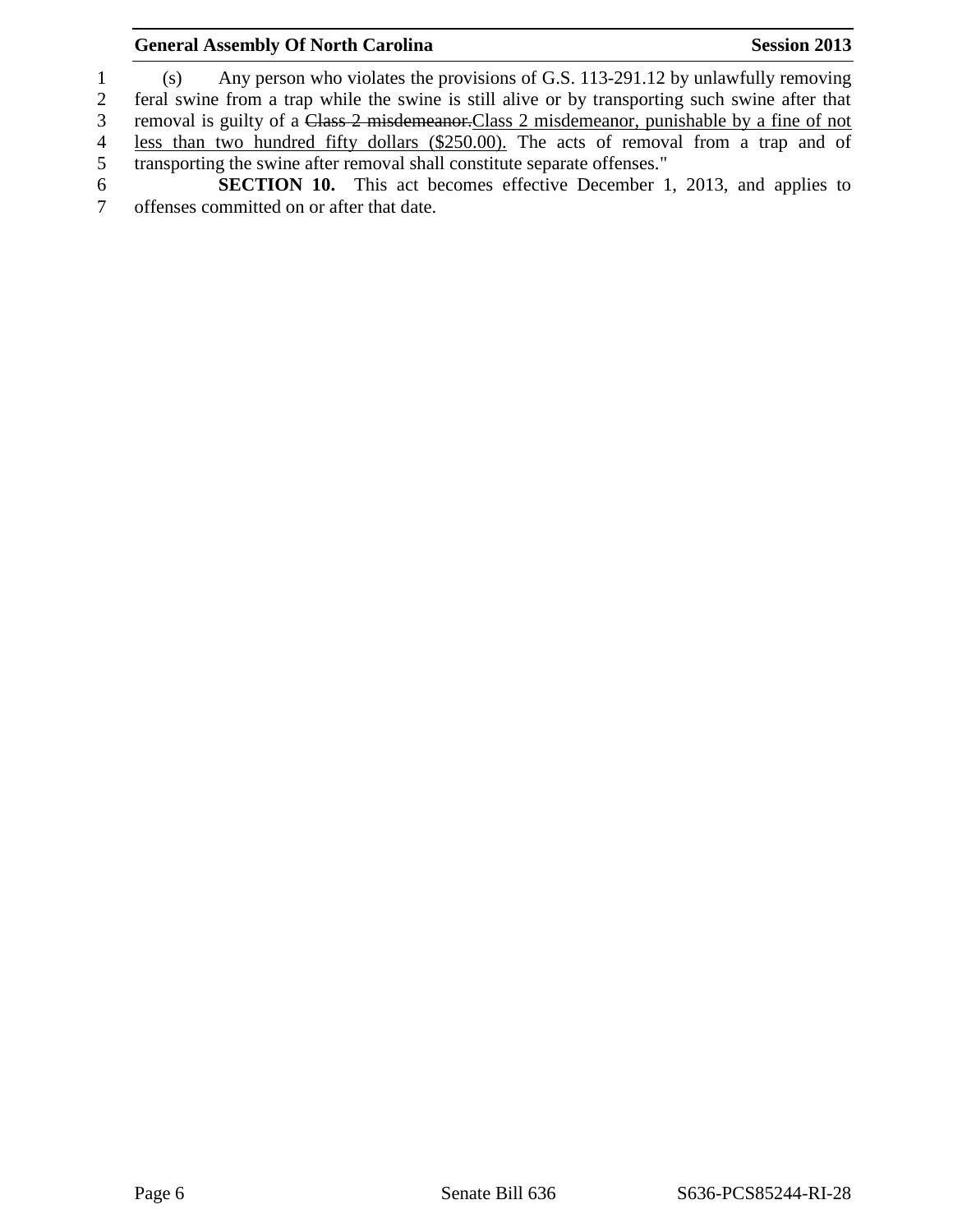(s) Any person who violates the provisions of G.S. 113-291.12 by unlawfully removing feral swine from a trap while the swine is still alive or by transporting such swine after that removal is guilty of a ~~Class 2 misdemeanor.~~Class 2 misdemeanor, punishable by a fine of not less than two hundred fifty dollars ($250.00). The acts of removal from a trap and of transporting the swine after removal shall constitute separate offenses."

**SECTION 10.** This act becomes effective December 1, 2013, and applies to offenses committed on or after that date.